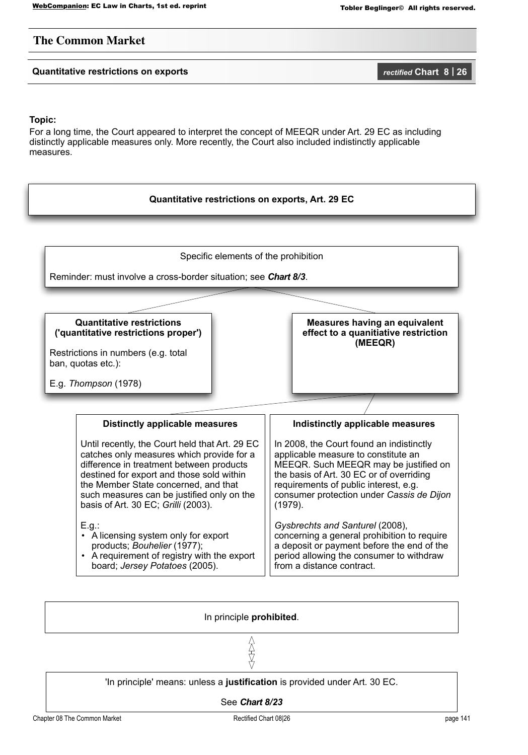## The Common Market

### Quantitative restrictions on exports

*rectified* **Chart 8 | 26**

**Topic:**

For a long time, the Court appeared to interpret the concept of MEEQR under Art. 29 EC as including distinctly applicable measures only. More recently, the Court also included indistinctly applicable measures.

**Quantitative restrictions on exports, Art. 29 EC**

Specific elements of the prohibition

Reminder: must involve a cross-border situation; see ***Chart 8/3***.

**Quantitative restrictions ('quantitative restrictions proper')**

Restrictions in numbers (e.g. total ban, quotas etc.):

E.g. *Thompson* (1978)

**Measures having an equivalent effect to a quanitiative restriction (MEEQR)**

**Distinctly applicable measures**

Until recently, the Court held that Art. 29 EC catches only measures which provide for a difference in treatment between products destined for export and those sold within the Member State concerned, and that such measures can be justified only on the basis of Art. 30 EC; *Grilli* (2003).

E.g.:

- A licensing system only for export products; *Bouhelier* (1977);
- A requirement of registry with the export board; *Jersey Potatoes* (2005).

**Indistinctly applicable measures**

In 2008, the Court found an indistinctly applicable measure to constitute an MEEQR. Such MEEQR may be justified on the basis of Art. 30 EC or of overriding requirements of public interest, e.g. consumer protection under *Cassis de Dijon* (1979).

*Gysbrechts and Santurel* (2008), concerning a general prohibition to require a deposit or payment before the end of the period allowing the consumer to withdraw from a distance contract.

In principle **prohibited**.

'In principle' means: unless a **justification** is provided under Art. 30 EC.

See ***Chart 8/23***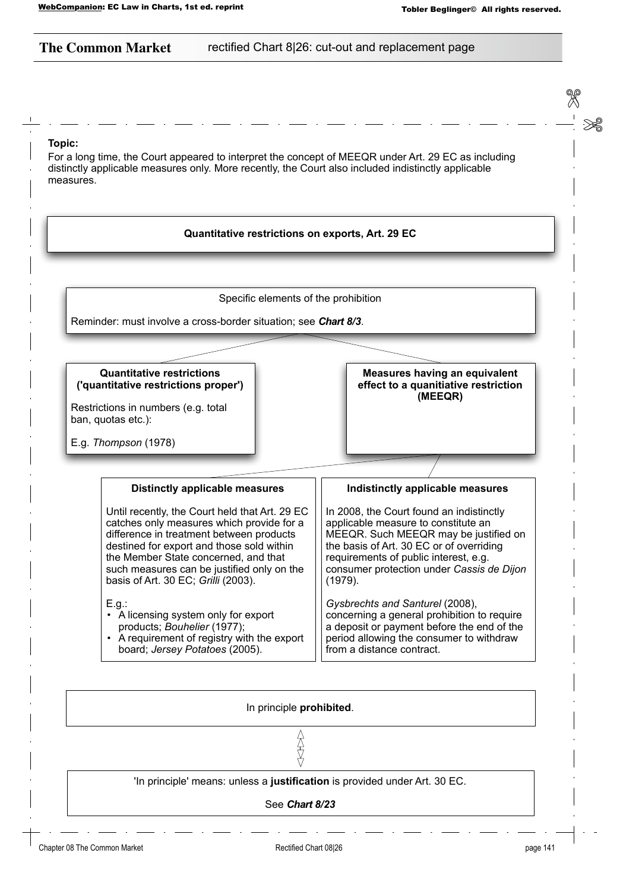## The Common Market

rectified Chart 8|26: cut-out and replacement page

**Topic:**

For a long time, the Court appeared to interpret the concept of MEEQR under Art. 29 EC as including distinctly applicable measures only. More recently, the Court also included indistinctly applicable measures.

### Quantitative restrictions on exports, Art. 29 EC

Specific elements of the prohibition

Reminder: must involve a cross-border situation; see ***Chart 8/3***.

**Quantitative restrictions ('quantitative restrictions proper')**

Restrictions in numbers (e.g. total ban, quotas etc.):

E.g. *Thompson* (1978)

**Measures having an equivalent effect to a quanitiative restriction (MEEQR)**

**Distinctly applicable measures**

Until recently, the Court held that Art. 29 EC catches only measures which provide for a difference in treatment between products destined for export and those sold within the Member State concerned, and that such measures can be justified only on the basis of Art. 30 EC; *Grilli* (2003).

E.g.:

- A licensing system only for export products; *Bouhelier* (1977);
- A requirement of registry with the export board; *Jersey Potatoes* (2005).

**Indistinctly applicable measures**

In 2008, the Court found an indistinctly applicable measure to constitute an MEEQR. Such MEEQR may be justified on the basis of Art. 30 EC or of overriding requirements of public interest, e.g. consumer protection under *Cassis de Dijon* (1979).

*Gysbrechts and Santurel* (2008), concerning a general prohibition to require a deposit or payment before the end of the period allowing the consumer to withdraw from a distance contract.

In principle **prohibited**.

'In principle' means: unless a **justification** is provided under Art. 30 EC.

See ***Chart 8/23***